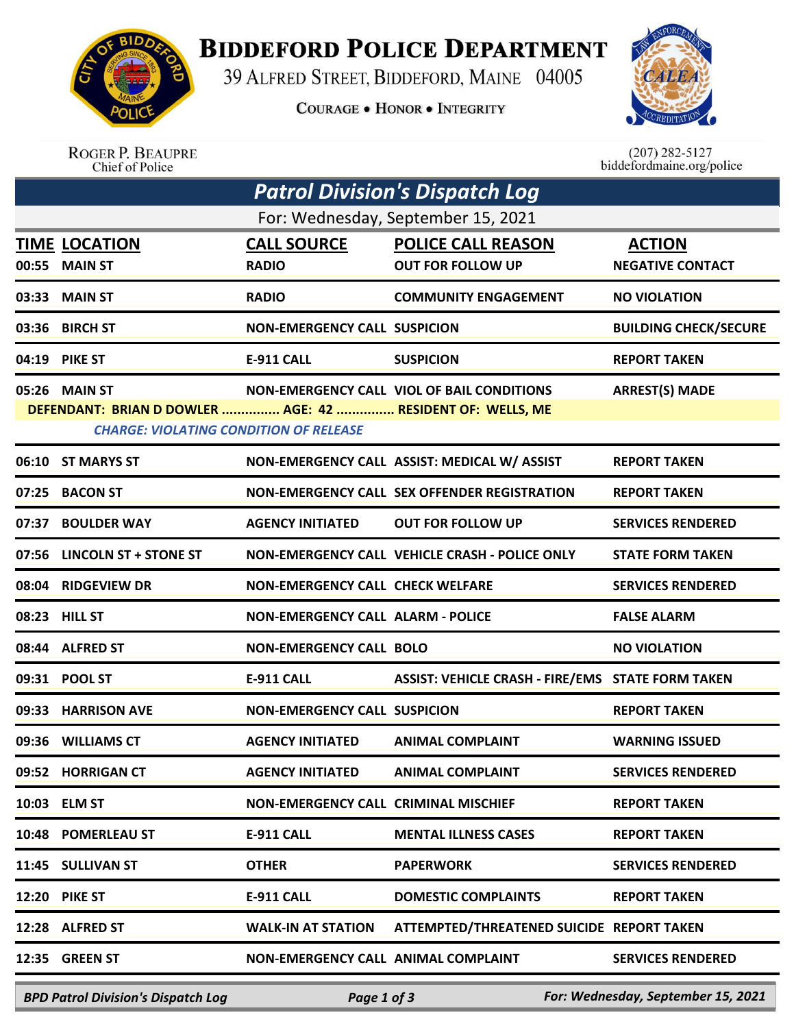# BIDDEFORD POLICE DEPARTMENT

39 ALFRED STREET, BIDDEFORD, MAINE 04005

COURAGE • HONOR • INTEGRITY

ROGER P. BEAUPRE
Chief of Police

(207) 282-5127
biddefordmaine.org/police

## *Patrol Division's Dispatch Log*

For: Wednesday, September 15, 2021

| TIME | LOCATION | CALL SOURCE | POLICE CALL REASON | ACTION |
|---|---|---|---|---|
| 00:55 | MAIN ST | RADIO | OUT FOR FOLLOW UP | NEGATIVE CONTACT |
| 03:33 | MAIN ST | RADIO | COMMUNITY ENGAGEMENT | NO VIOLATION |
| 03:36 | BIRCH ST | NON-EMERGENCY CALL | SUSPICION | BUILDING CHECK/SECURE |
| 04:19 | PIKE ST | E-911 CALL | SUSPICION | REPORT TAKEN |
| 05:26 | MAIN ST | NON-EMERGENCY CALL | VIOL OF BAIL CONDITIONS | ARREST(S) MADE |
| DEFENDANT: BRIAN D DOWLER ............... AGE: 42 ............... RESIDENT OF: WELLS, ME | | | | |
| *CHARGE: VIOLATING CONDITION OF RELEASE* | | | | |
| 06:10 | ST MARYS ST | NON-EMERGENCY CALL | ASSIST: MEDICAL W/ ASSIST | REPORT TAKEN |
| 07:25 | BACON ST | NON-EMERGENCY CALL | SEX OFFENDER REGISTRATION | REPORT TAKEN |
| 07:37 | BOULDER WAY | AGENCY INITIATED | OUT FOR FOLLOW UP | SERVICES RENDERED |
| 07:56 | LINCOLN ST + STONE ST | NON-EMERGENCY CALL | VEHICLE CRASH - POLICE ONLY | STATE FORM TAKEN |
| 08:04 | RIDGEVIEW DR | NON-EMERGENCY CALL | CHECK WELFARE | SERVICES RENDERED |
| 08:23 | HILL ST | NON-EMERGENCY CALL | ALARM - POLICE | FALSE ALARM |
| 08:44 | ALFRED ST | NON-EMERGENCY CALL | BOLO | NO VIOLATION |
| 09:31 | POOL ST | E-911 CALL | ASSIST: VEHICLE CRASH - FIRE/EMS | STATE FORM TAKEN |
| 09:33 | HARRISON AVE | NON-EMERGENCY CALL | SUSPICION | REPORT TAKEN |
| 09:36 | WILLIAMS CT | AGENCY INITIATED | ANIMAL COMPLAINT | WARNING ISSUED |
| 09:52 | HORRIGAN CT | AGENCY INITIATED | ANIMAL COMPLAINT | SERVICES RENDERED |
| 10:03 | ELM ST | NON-EMERGENCY CALL | CRIMINAL MISCHIEF | REPORT TAKEN |
| 10:48 | POMERLEAU ST | E-911 CALL | MENTAL ILLNESS CASES | REPORT TAKEN |
| 11:45 | SULLIVAN ST | OTHER | PAPERWORK | SERVICES RENDERED |
| 12:20 | PIKE ST | E-911 CALL | DOMESTIC COMPLAINTS | REPORT TAKEN |
| 12:28 | ALFRED ST | WALK-IN AT STATION | ATTEMPTED/THREATENED SUICIDE | REPORT TAKEN |
| 12:35 | GREEN ST | NON-EMERGENCY CALL | ANIMAL COMPLAINT | SERVICES RENDERED |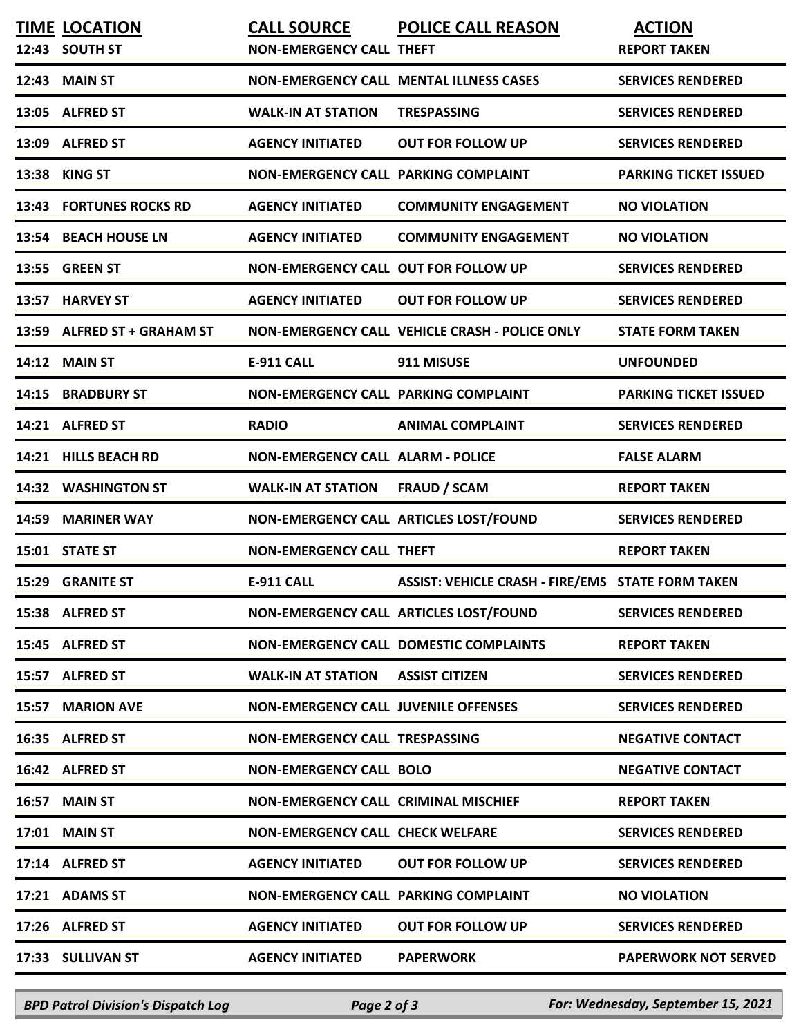| TIME | LOCATION | CALL SOURCE | POLICE CALL REASON | ACTION |
|---|---|---|---|---|
| 12:43 | SOUTH ST | NON-EMERGENCY CALL | THEFT | REPORT TAKEN |
| 12:43 | MAIN ST | NON-EMERGENCY CALL | MENTAL ILLNESS CASES | SERVICES RENDERED |
| 13:05 | ALFRED ST | WALK-IN AT STATION | TRESPASSING | SERVICES RENDERED |
| 13:09 | ALFRED ST | AGENCY INITIATED | OUT FOR FOLLOW UP | SERVICES RENDERED |
| 13:38 | KING ST | NON-EMERGENCY CALL | PARKING COMPLAINT | PARKING TICKET ISSUED |
| 13:43 | FORTUNES ROCKS RD | AGENCY INITIATED | COMMUNITY ENGAGEMENT | NO VIOLATION |
| 13:54 | BEACH HOUSE LN | AGENCY INITIATED | COMMUNITY ENGAGEMENT | NO VIOLATION |
| 13:55 | GREEN ST | NON-EMERGENCY CALL | OUT FOR FOLLOW UP | SERVICES RENDERED |
| 13:57 | HARVEY ST | AGENCY INITIATED | OUT FOR FOLLOW UP | SERVICES RENDERED |
| 13:59 | ALFRED ST + GRAHAM ST | NON-EMERGENCY CALL | VEHICLE CRASH - POLICE ONLY | STATE FORM TAKEN |
| 14:12 | MAIN ST | E-911 CALL | 911 MISUSE | UNFOUNDED |
| 14:15 | BRADBURY ST | NON-EMERGENCY CALL | PARKING COMPLAINT | PARKING TICKET ISSUED |
| 14:21 | ALFRED ST | RADIO | ANIMAL COMPLAINT | SERVICES RENDERED |
| 14:21 | HILLS BEACH RD | NON-EMERGENCY CALL | ALARM - POLICE | FALSE ALARM |
| 14:32 | WASHINGTON ST | WALK-IN AT STATION | FRAUD / SCAM | REPORT TAKEN |
| 14:59 | MARINER WAY | NON-EMERGENCY CALL | ARTICLES LOST/FOUND | SERVICES RENDERED |
| 15:01 | STATE ST | NON-EMERGENCY CALL | THEFT | REPORT TAKEN |
| 15:29 | GRANITE ST | E-911 CALL | ASSIST: VEHICLE CRASH - FIRE/EMS | STATE FORM TAKEN |
| 15:38 | ALFRED ST | NON-EMERGENCY CALL | ARTICLES LOST/FOUND | SERVICES RENDERED |
| 15:45 | ALFRED ST | NON-EMERGENCY CALL | DOMESTIC COMPLAINTS | REPORT TAKEN |
| 15:57 | ALFRED ST | WALK-IN AT STATION | ASSIST CITIZEN | SERVICES RENDERED |
| 15:57 | MARION AVE | NON-EMERGENCY CALL | JUVENILE OFFENSES | SERVICES RENDERED |
| 16:35 | ALFRED ST | NON-EMERGENCY CALL | TRESPASSING | NEGATIVE CONTACT |
| 16:42 | ALFRED ST | NON-EMERGENCY CALL | BOLO | NEGATIVE CONTACT |
| 16:57 | MAIN ST | NON-EMERGENCY CALL | CRIMINAL MISCHIEF | REPORT TAKEN |
| 17:01 | MAIN ST | NON-EMERGENCY CALL | CHECK WELFARE | SERVICES RENDERED |
| 17:14 | ALFRED ST | AGENCY INITIATED | OUT FOR FOLLOW UP | SERVICES RENDERED |
| 17:21 | ADAMS ST | NON-EMERGENCY CALL | PARKING COMPLAINT | NO VIOLATION |
| 17:26 | ALFRED ST | AGENCY INITIATED | OUT FOR FOLLOW UP | SERVICES RENDERED |
| 17:33 | SULLIVAN ST | AGENCY INITIATED | PAPERWORK | PAPERWORK NOT SERVED |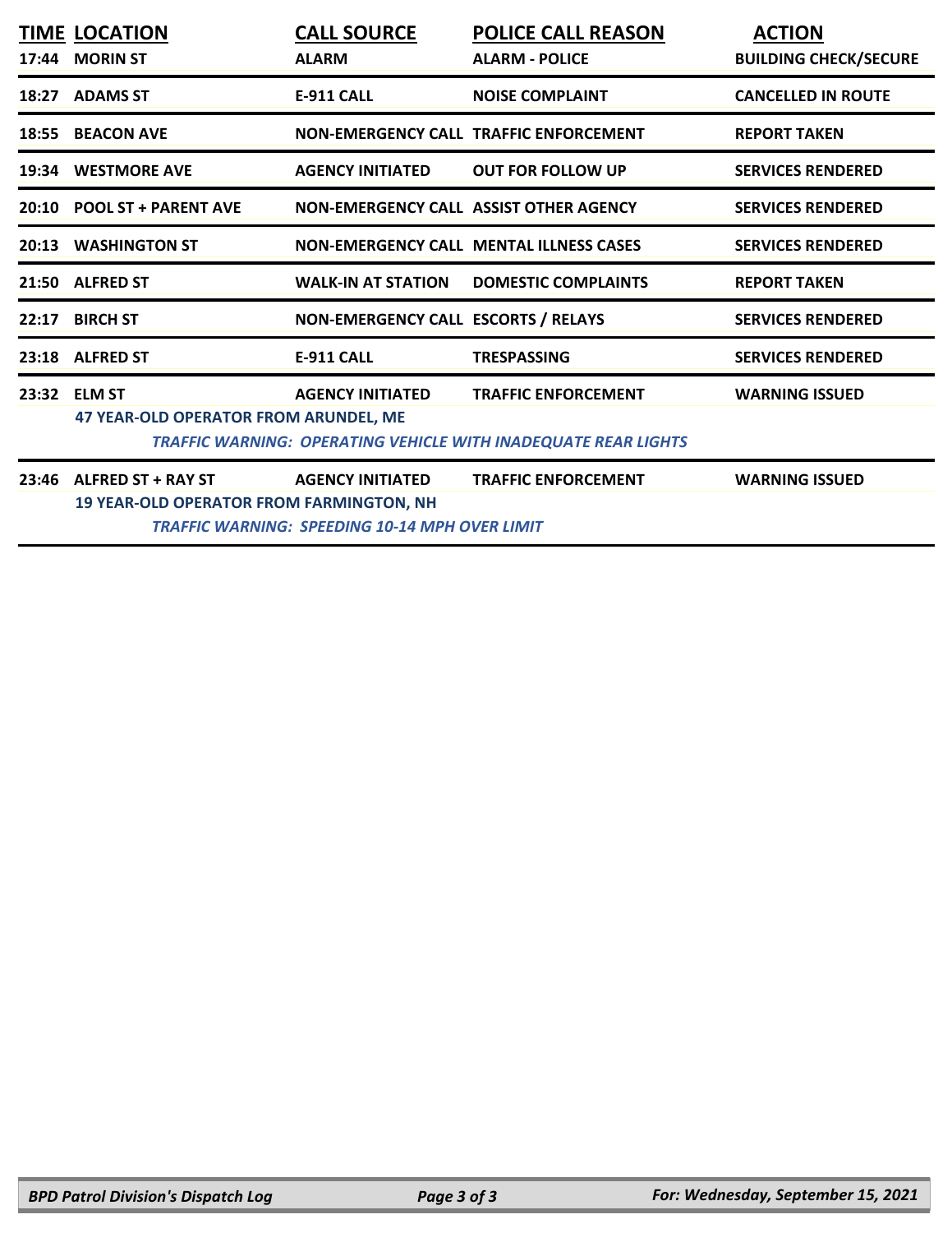| TIME | LOCATION | CALL SOURCE | POLICE CALL REASON | ACTION |
|---|---|---|---|---|
| 17:44 | MORIN ST | ALARM | ALARM - POLICE | BUILDING CHECK/SECURE |
| 18:27 | ADAMS ST | E-911 CALL | NOISE COMPLAINT | CANCELLED IN ROUTE |
| 18:55 | BEACON AVE | NON-EMERGENCY CALL | TRAFFIC ENFORCEMENT | REPORT TAKEN |
| 19:34 | WESTMORE AVE | AGENCY INITIATED | OUT FOR FOLLOW UP | SERVICES RENDERED |
| 20:10 | POOL ST + PARENT AVE | NON-EMERGENCY CALL | ASSIST OTHER AGENCY | SERVICES RENDERED |
| 20:13 | WASHINGTON ST | NON-EMERGENCY CALL | MENTAL ILLNESS CASES | SERVICES RENDERED |
| 21:50 | ALFRED ST | WALK-IN AT STATION | DOMESTIC COMPLAINTS | REPORT TAKEN |
| 22:17 | BIRCH ST | NON-EMERGENCY CALL | ESCORTS / RELAYS | SERVICES RENDERED |
| 23:18 | ALFRED ST | E-911 CALL | TRESPASSING | SERVICES RENDERED |
| 23:32 | ELM ST | AGENCY INITIATED | TRAFFIC ENFORCEMENT | WARNING ISSUED |
| | **47 YEAR-OLD OPERATOR FROM ARUNDEL, ME** | | | |
| | *TRAFFIC WARNING: OPERATING VEHICLE WITH INADEQUATE REAR LIGHTS* | | | |
| 23:46 | ALFRED ST + RAY ST | AGENCY INITIATED | TRAFFIC ENFORCEMENT | WARNING ISSUED |
| | **19 YEAR-OLD OPERATOR FROM FARMINGTON, NH** | | | |
| | *TRAFFIC WARNING: SPEEDING 10-14 MPH OVER LIMIT* | | | |